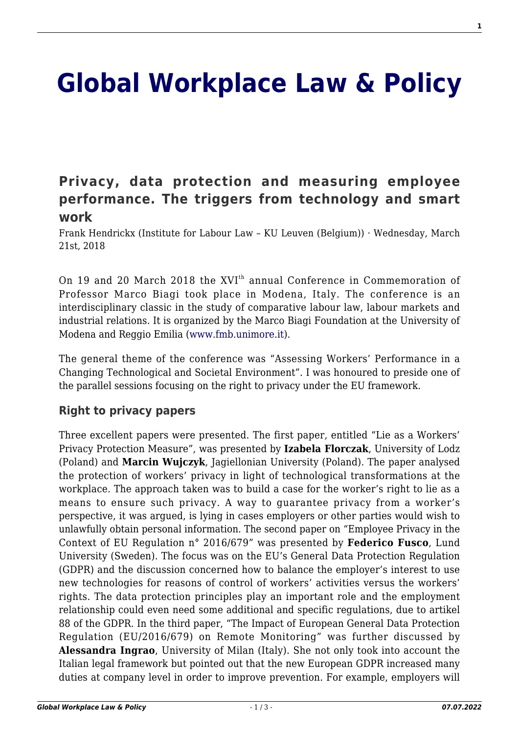# Global Workplace Law & Policy

## Privacy, data protection and measuring employee performance. The triggers from technology and smart work

Frank Hendrickx (Institute for Labour Law – KU Leuven (Belgium)) · Wednesday, March 21st, 2018

On 19 and 20 March 2018 the XVI$^{th}$ annual Conference in Commemoration of Professor Marco Biagi took place in Modena, Italy. The conference is an interdisciplinary classic in the study of comparative labour law, labour markets and industrial relations. It is organized by the Marco Biagi Foundation at the University of Modena and Reggio Emilia (www.fmb.unimore.it).

The general theme of the conference was "Assessing Workers' Performance in a Changing Technological and Societal Environment". I was honoured to preside one of the parallel sessions focusing on the right to privacy under the EU framework.

### Right to privacy papers

Three excellent papers were presented. The first paper, entitled "Lie as a Workers' Privacy Protection Measure", was presented by **Izabela Florczak**, University of Lodz (Poland) and **Marcin Wujczyk**, Jagiellonian University (Poland). The paper analysed the protection of workers' privacy in light of technological transformations at the workplace. The approach taken was to build a case for the worker's right to lie as a means to ensure such privacy. A way to guarantee privacy from a worker's perspective, it was argued, is lying in cases employers or other parties would wish to unlawfully obtain personal information. The second paper on "Employee Privacy in the Context of EU Regulation n° 2016/679" was presented by **Federico Fusco**, Lund University (Sweden). The focus was on the EU's General Data Protection Regulation (GDPR) and the discussion concerned how to balance the employer's interest to use new technologies for reasons of control of workers' activities versus the workers' rights. The data protection principles play an important role and the employment relationship could even need some additional and specific regulations, due to artikel 88 of the GDPR. In the third paper, "The Impact of European General Data Protection Regulation (EU/2016/679) on Remote Monitoring" was further discussed by **Alessandra Ingrao**, University of Milan (Italy). She not only took into account the Italian legal framework but pointed out that the new European GDPR increased many duties at company level in order to improve prevention. For example, employers will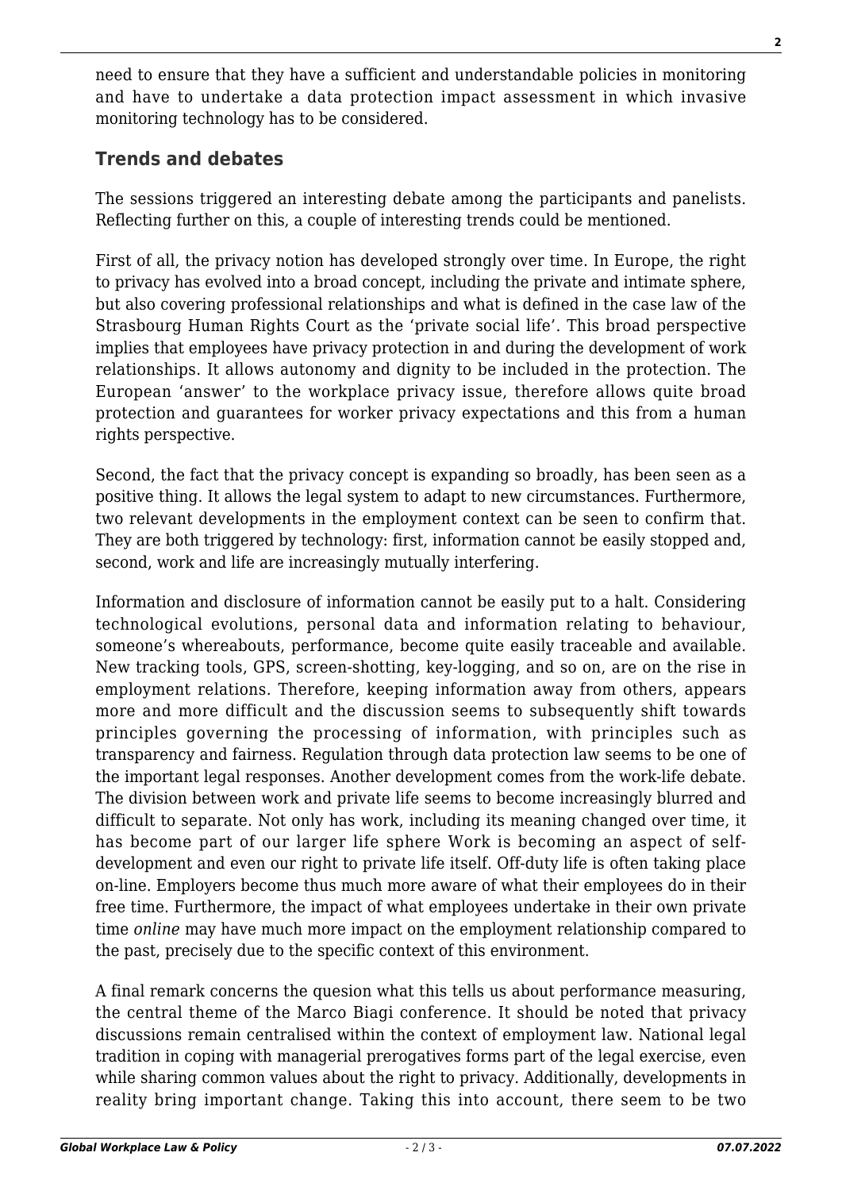need to ensure that they have a sufficient and understandable policies in monitoring and have to undertake a data protection impact assessment in which invasive monitoring technology has to be considered.

## Trends and debates

The sessions triggered an interesting debate among the participants and panelists. Reflecting further on this, a couple of interesting trends could be mentioned.

First of all, the privacy notion has developed strongly over time. In Europe, the right to privacy has evolved into a broad concept, including the private and intimate sphere, but also covering professional relationships and what is defined in the case law of the Strasbourg Human Rights Court as the 'private social life'. This broad perspective implies that employees have privacy protection in and during the development of work relationships. It allows autonomy and dignity to be included in the protection. The European 'answer' to the workplace privacy issue, therefore allows quite broad protection and guarantees for worker privacy expectations and this from a human rights perspective.

Second, the fact that the privacy concept is expanding so broadly, has been seen as a positive thing. It allows the legal system to adapt to new circumstances. Furthermore, two relevant developments in the employment context can be seen to confirm that. They are both triggered by technology: first, information cannot be easily stopped and, second, work and life are increasingly mutually interfering.

Information and disclosure of information cannot be easily put to a halt. Considering technological evolutions, personal data and information relating to behaviour, someone's whereabouts, performance, become quite easily traceable and available. New tracking tools, GPS, screen-shotting, key-logging, and so on, are on the rise in employment relations. Therefore, keeping information away from others, appears more and more difficult and the discussion seems to subsequently shift towards principles governing the processing of information, with principles such as transparency and fairness. Regulation through data protection law seems to be one of the important legal responses. Another development comes from the work-life debate. The division between work and private life seems to become increasingly blurred and difficult to separate. Not only has work, including its meaning changed over time, it has become part of our larger life sphere Work is becoming an aspect of self-development and even our right to private life itself. Off-duty life is often taking place on-line. Employers become thus much more aware of what their employees do in their free time. Furthermore, the impact of what employees undertake in their own private time *online* may have much more impact on the employment relationship compared to the past, precisely due to the specific context of this environment.

A final remark concerns the quesion what this tells us about performance measuring, the central theme of the Marco Biagi conference. It should be noted that privacy discussions remain centralised within the context of employment law. National legal tradition in coping with managerial prerogatives forms part of the legal exercise, even while sharing common values about the right to privacy. Additionally, developments in reality bring important change. Taking this into account, there seem to be two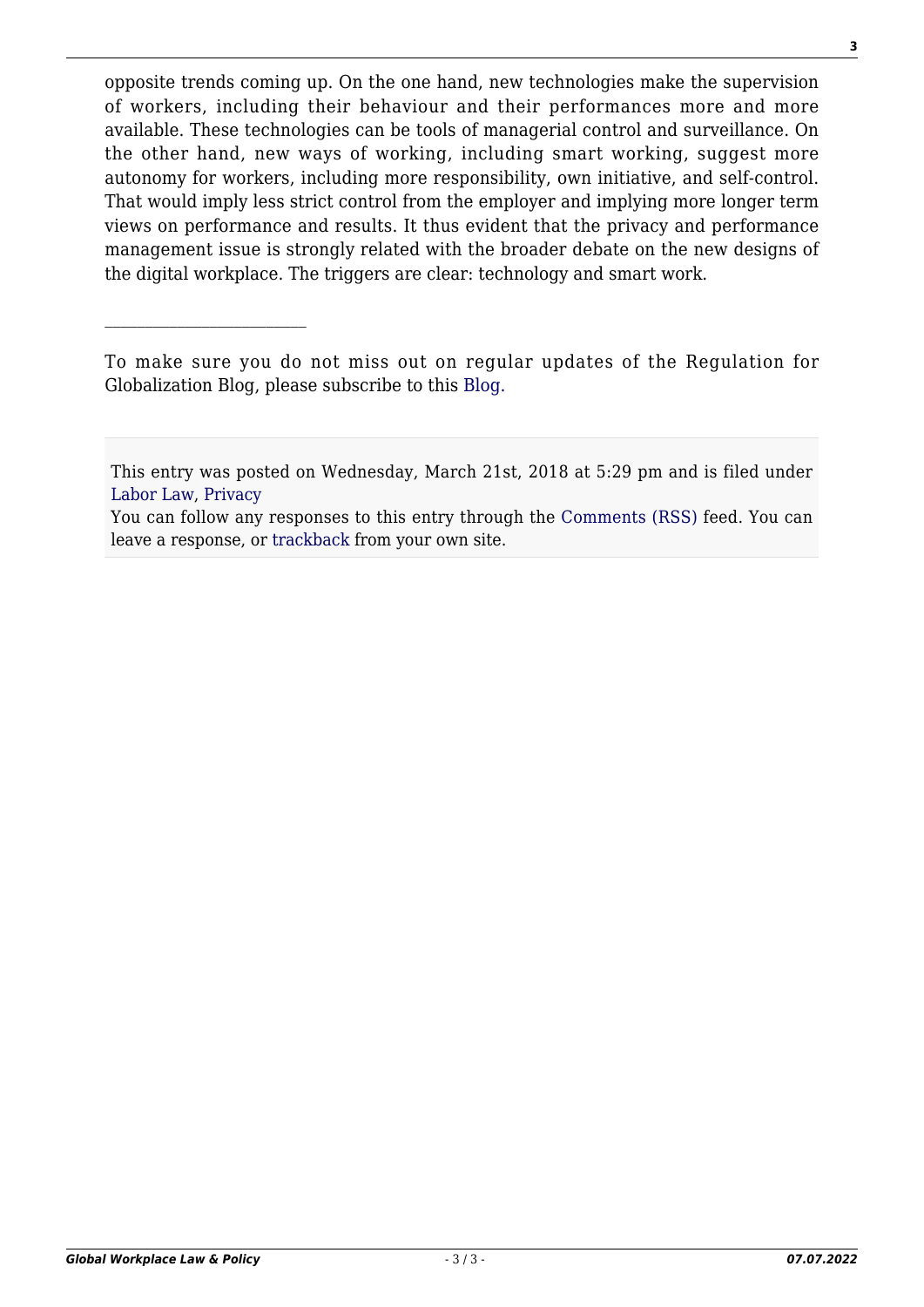opposite trends coming up. On the one hand, new technologies make the supervision of workers, including their behaviour and their performances more and more available. These technologies can be tools of managerial control and surveillance. On the other hand, new ways of working, including smart working, suggest more autonomy for workers, including more responsibility, own initiative, and self-control. That would imply less strict control from the employer and implying more longer term views on performance and results. It thus evident that the privacy and performance management issue is strongly related with the broader debate on the new designs of the digital workplace. The triggers are clear: technology and smart work.

---

To make sure you do not miss out on regular updates of the Regulation for Globalization Blog, please subscribe to this Blog.

This entry was posted on Wednesday, March 21st, 2018 at 5:29 pm and is filed under Labor Law, Privacy
You can follow any responses to this entry through the Comments (RSS) feed. You can leave a response, or trackback from your own site.